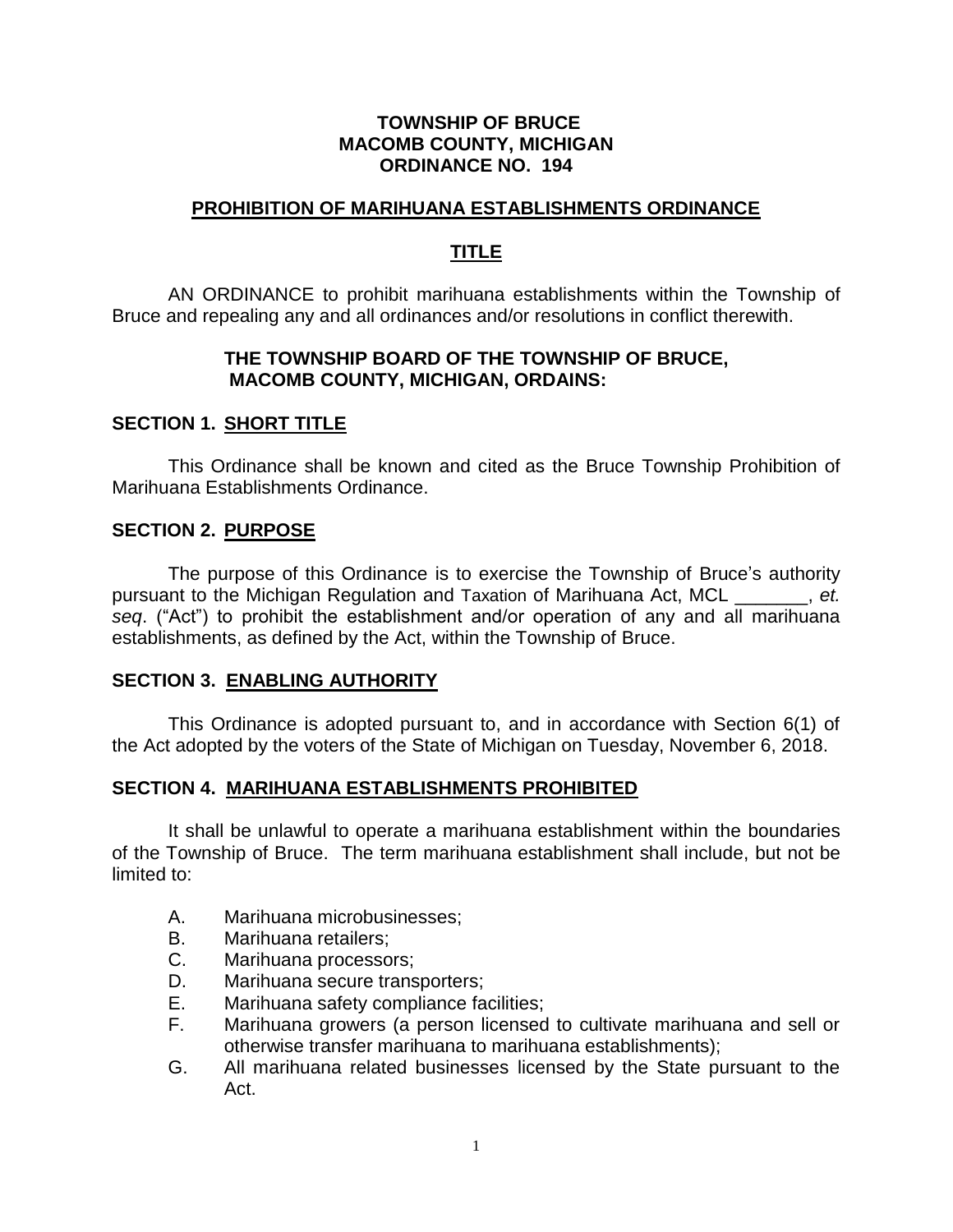**TOWNSHIP OF BRUCE**
**MACOMB COUNTY, MICHIGAN**
**ORDINANCE NO. 194**

## PROHIBITION OF MARIHUANA ESTABLISHMENTS ORDINANCE

## TITLE

AN ORDINANCE to prohibit marihuana establishments within the Township of Bruce and repealing any and all ordinances and/or resolutions in conflict therewith.

**THE TOWNSHIP BOARD OF THE TOWNSHIP OF BRUCE, MACOMB COUNTY, MICHIGAN, ORDAINS:**

### SECTION 1. SHORT TITLE

This Ordinance shall be known and cited as the Bruce Township Prohibition of Marihuana Establishments Ordinance.

### SECTION 2. PURPOSE

The purpose of this Ordinance is to exercise the Township of Bruce's authority pursuant to the Michigan Regulation and Taxation of Marihuana Act, MCL _______, *et. seq*. ("Act") to prohibit the establishment and/or operation of any and all marihuana establishments, as defined by the Act, within the Township of Bruce.

### SECTION 3. ENABLING AUTHORITY

This Ordinance is adopted pursuant to, and in accordance with Section 6(1) of the Act adopted by the voters of the State of Michigan on Tuesday, November 6, 2018.

### SECTION 4. MARIHUANA ESTABLISHMENTS PROHIBITED

It shall be unlawful to operate a marihuana establishment within the boundaries of the Township of Bruce. The term marihuana establishment shall include, but not be limited to:

A. Marihuana microbusinesses;
B. Marihuana retailers;
C. Marihuana processors;
D. Marihuana secure transporters;
E. Marihuana safety compliance facilities;
F. Marihuana growers (a person licensed to cultivate marihuana and sell or otherwise transfer marihuana to marihuana establishments);
G. All marihuana related businesses licensed by the State pursuant to the Act.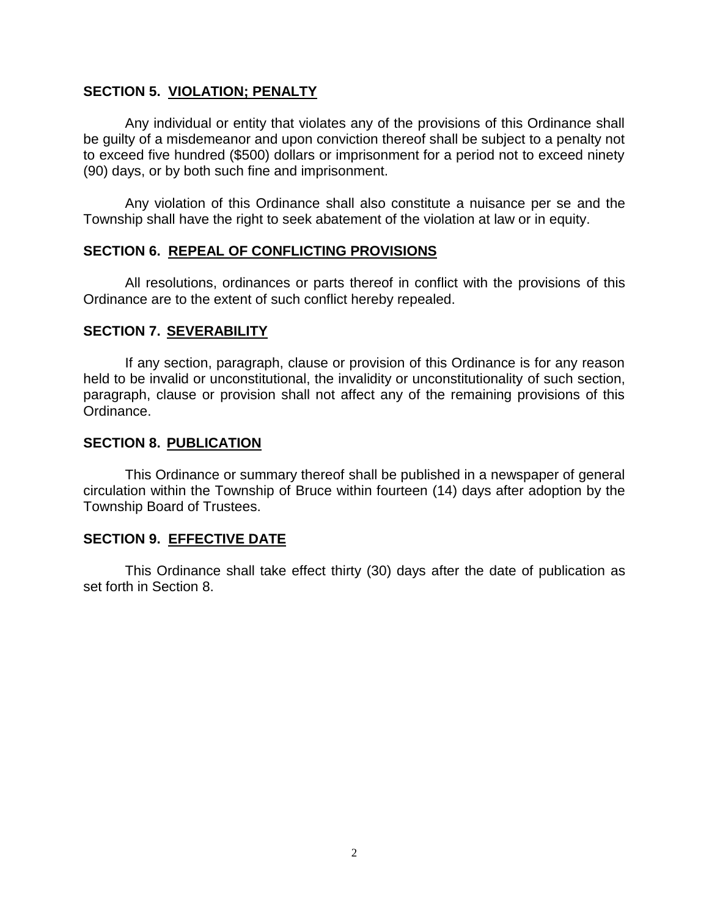## SECTION 5. VIOLATION; PENALTY

Any individual or entity that violates any of the provisions of this Ordinance shall be guilty of a misdemeanor and upon conviction thereof shall be subject to a penalty not to exceed five hundred ($500) dollars or imprisonment for a period not to exceed ninety (90) days, or by both such fine and imprisonment.

Any violation of this Ordinance shall also constitute a nuisance per se and the Township shall have the right to seek abatement of the violation at law or in equity.

## SECTION 6. REPEAL OF CONFLICTING PROVISIONS

All resolutions, ordinances or parts thereof in conflict with the provisions of this Ordinance are to the extent of such conflict hereby repealed.

## SECTION 7. SEVERABILITY

If any section, paragraph, clause or provision of this Ordinance is for any reason held to be invalid or unconstitutional, the invalidity or unconstitutionality of such section, paragraph, clause or provision shall not affect any of the remaining provisions of this Ordinance.

## SECTION 8. PUBLICATION

This Ordinance or summary thereof shall be published in a newspaper of general circulation within the Township of Bruce within fourteen (14) days after adoption by the Township Board of Trustees.

## SECTION 9. EFFECTIVE DATE

This Ordinance shall take effect thirty (30) days after the date of publication as set forth in Section 8.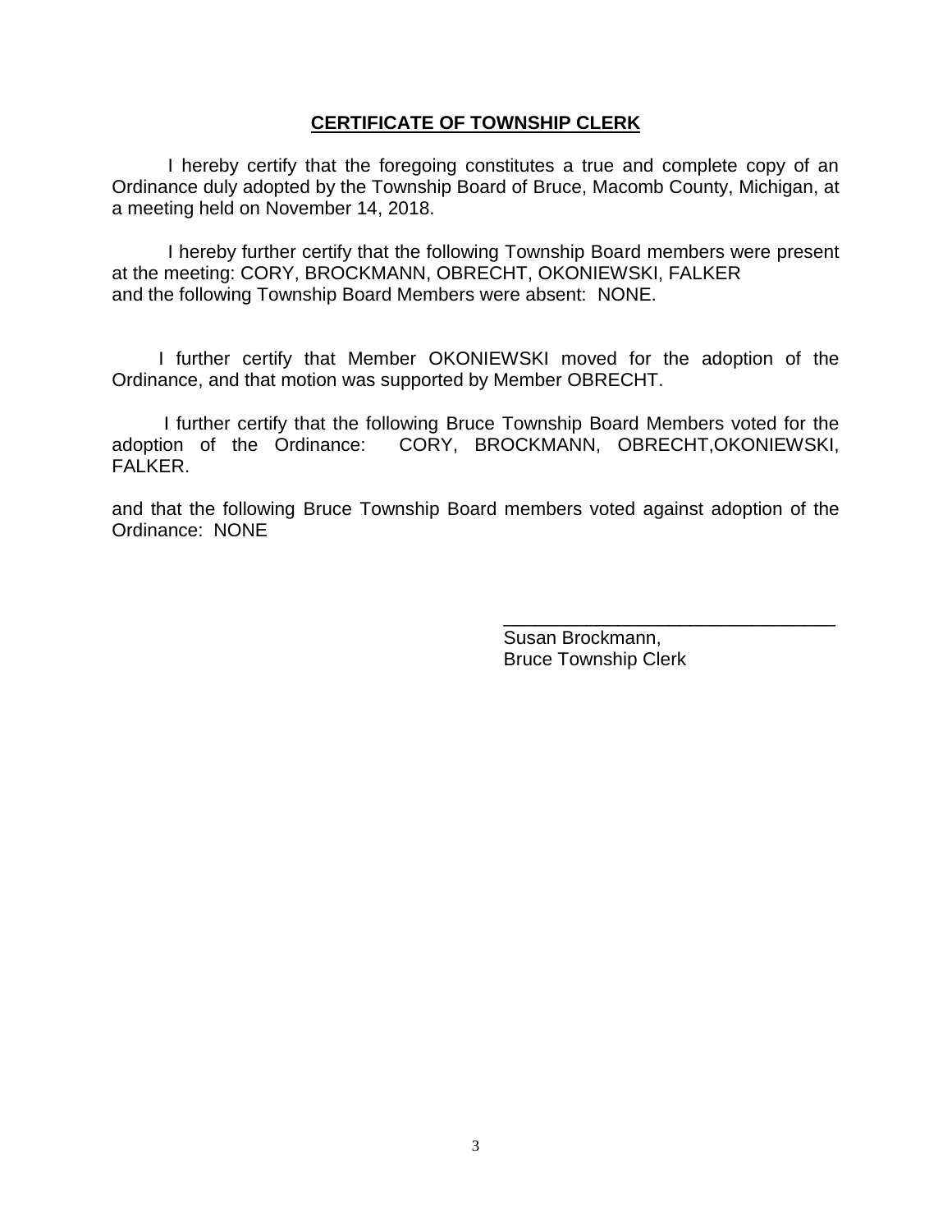## CERTIFICATE OF TOWNSHIP CLERK

I hereby certify that the foregoing constitutes a true and complete copy of an Ordinance duly adopted by the Township Board of Bruce, Macomb County, Michigan, at a meeting held on November 14, 2018.

I hereby further certify that the following Township Board members were present at the meeting: CORY, BROCKMANN, OBRECHT, OKONIEWSKI, FALKER and the following Township Board Members were absent: NONE.

I further certify that Member OKONIEWSKI moved for the adoption of the Ordinance, and that motion was supported by Member OBRECHT.

I further certify that the following Bruce Township Board Members voted for the adoption of the Ordinance: CORY, BROCKMANN, OBRECHT,OKONIEWSKI, FALKER.

and that the following Bruce Township Board members voted against adoption of the Ordinance: NONE

\_\_\_\_\_\_\_\_\_\_\_\_\_\_\_\_\_\_\_\_\_\_\_\_\_\_\_\_\_\_\_\_
Susan Brockmann,
Bruce Township Clerk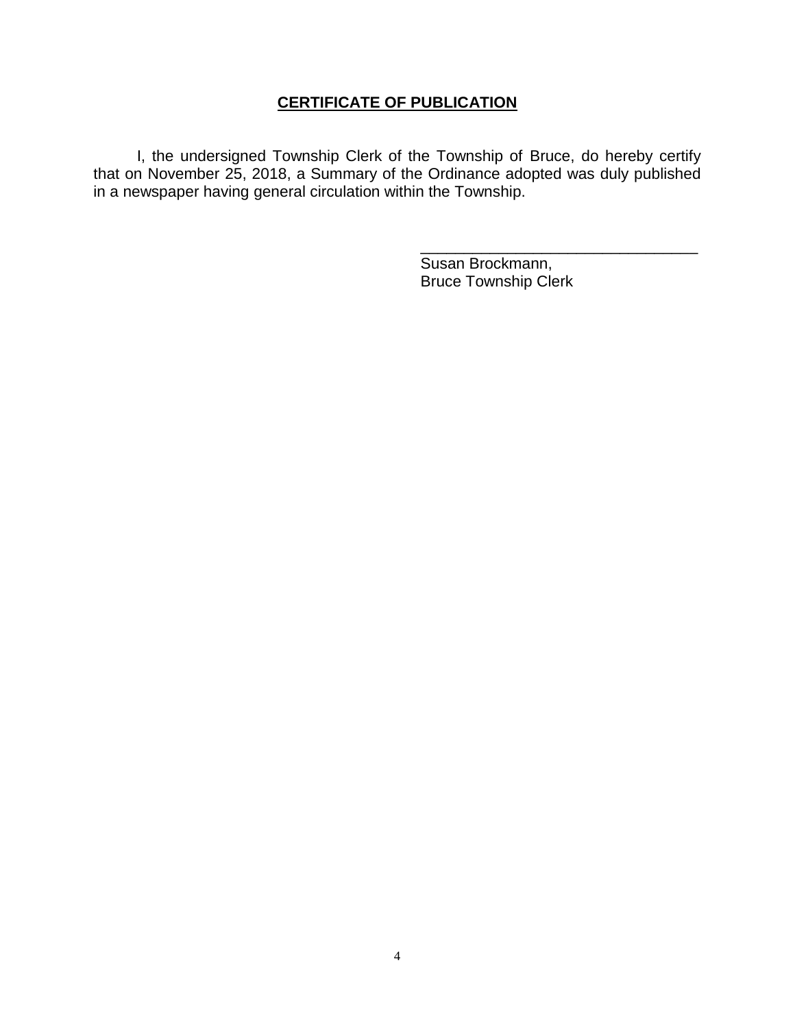## **CERTIFICATE OF PUBLICATION**

I, the undersigned Township Clerk of the Township of Bruce, do hereby certify that on November 25, 2018, a Summary of the Ordinance adopted was duly published in a newspaper having general circulation within the Township.

\_\_\_\_\_\_\_\_\_\_\_\_\_\_\_\_\_\_\_\_\_\_\_\_\_\_\_\_\_\_\_\_\_\_

Susan Brockmann,
Bruce Township Clerk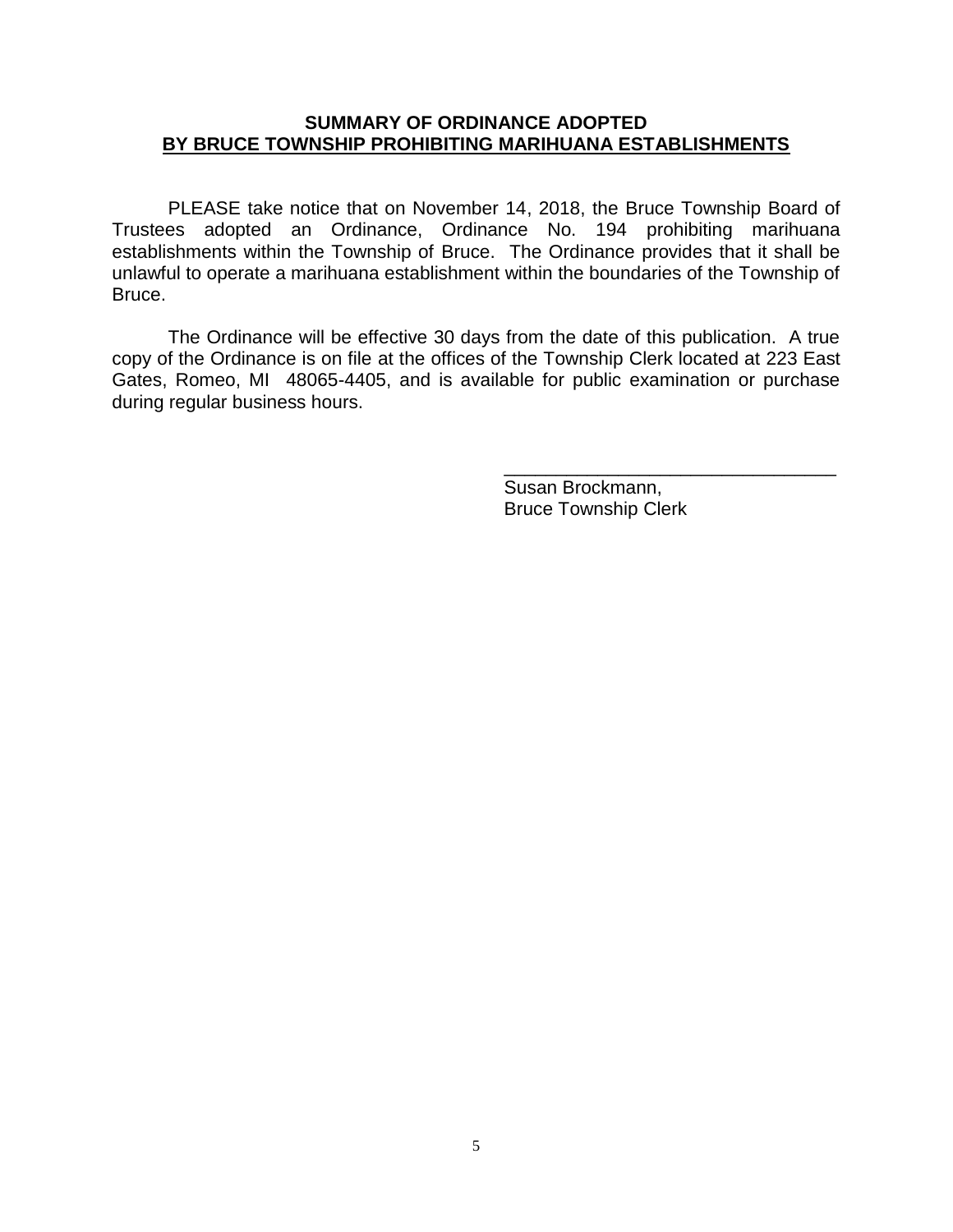**SUMMARY OF ORDINANCE ADOPTED**
**BY BRUCE TOWNSHIP PROHIBITING MARIHUANA ESTABLISHMENTS**

PLEASE take notice that on November 14, 2018, the Bruce Township Board of Trustees adopted an Ordinance, Ordinance No. 194 prohibiting marihuana establishments within the Township of Bruce. The Ordinance provides that it shall be unlawful to operate a marihuana establishment within the boundaries of the Township of Bruce.

The Ordinance will be effective 30 days from the date of this publication. A true copy of the Ordinance is on file at the offices of the Township Clerk located at 223 East Gates, Romeo, MI 48065-4405, and is available for public examination or purchase during regular business hours.

\_\_\_\_\_\_\_\_\_\_\_\_\_\_\_\_\_\_\_\_\_\_\_\_\_\_\_\_\_\_\_\_\_
Susan Brockmann,
Bruce Township Clerk